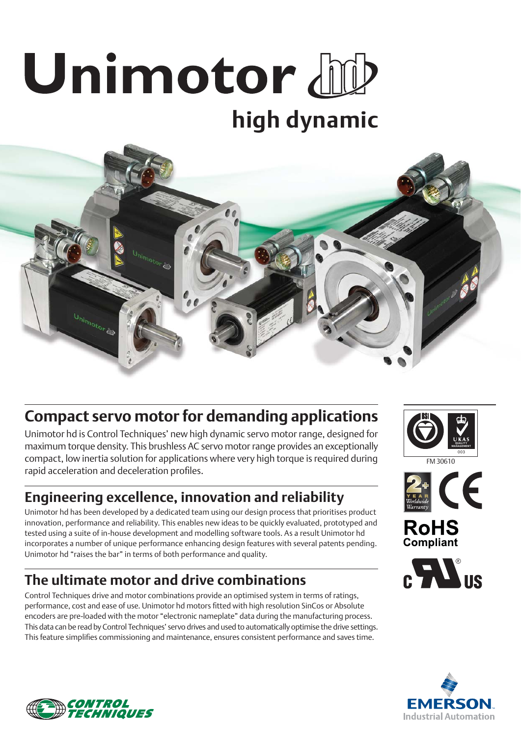# Unimotor hd

## high dynamic

## Compact servo motor for demanding applications

Unimotor hd is Control Techniques' new high dynamic servo motor range, designed for maximum torque density. This brushless AC servo motor range provides an exceptionally compact, low inertia solution for applications where very high torque is required during rapid acceleration and deceleration profiles.

## Engineering excellence, innovation and reliability

Unimotor hd has been developed by a dedicated team using our design process that prioritises product innovation, performance and reliability. This enables new ideas to be quickly evaluated, prototyped and tested using a suite of in-house development and modelling software tools. As a result Unimotor hd incorporates a number of unique performance enhancing design features with several patents pending. Unimotor hd "raises the bar" in terms of both performance and quality.

## The ultimate motor and drive combinations

Control Techniques drive and motor combinations provide an optimised system in terms of ratings, performance, cost and ease of use. Unimotor hd motors fitted with high resolution SinCos or Absolute encoders are pre-loaded with the motor "electronic nameplate" data during the manufacturing process. This data can be read by Control Techniques' servo drives and used to automatically optimise the drive settings. This feature simplifies commissioning and maintenance, ensures consistent performance and saves time.

FM 30610

2+ YEAR Worldwide Warranty

RoHS Compliant

CONTROL TECHNIQUES

EMERSON. Industrial Automation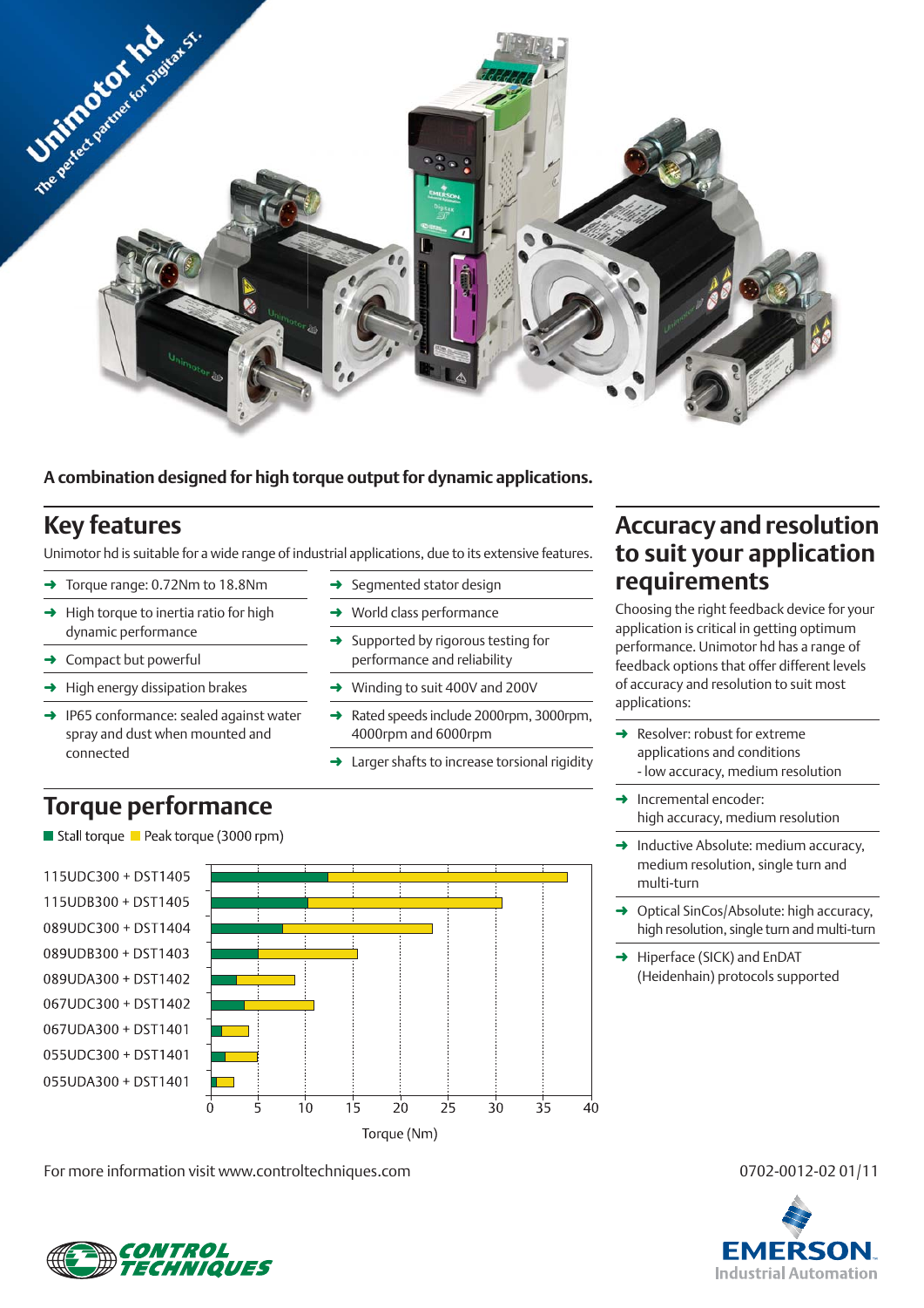Unimotor hd

The perfect partner for Digitax ST.

**A combination designed for high torque output for dynamic applications.**

## Key features

Unimotor hd is suitable for a wide range of industrial applications, due to its extensive features.

- Torque range: 0.72Nm to 18.8Nm
- High torque to inertia ratio for high dynamic performance
- Compact but powerful
- High energy dissipation brakes
- IP65 conformance: sealed against water spray and dust when mounted and connected
- Segmented stator design
- World class performance
- Supported by rigorous testing for performance and reliability
- Winding to suit 400V and 200V
- Rated speeds include 2000rpm, 3000rpm, 4000rpm and 6000rpm
- Larger shafts to increase torsional rigidity

## Torque performance

Stall torque   Peak torque (3000 rpm)

115UDC300 + DST1405
115UDB300 + DST1405
089UDC300 + DST1404
089UDB300 + DST1403
089UDA300 + DST1402
067UDC300 + DST1402
067UDA300 + DST1401
055UDC300 + DST1401
055UDA300 + DST1401

0 5 10 15 20 25 30 35 40

Torque (Nm)

## Accuracy and resolution to suit your application requirements

Choosing the right feedback device for your application is critical in getting optimum performance. Unimotor hd has a range of feedback options that offer different levels of accuracy and resolution to suit most applications:

- Resolver: robust for extreme applications and conditions - low accuracy, medium resolution
- Incremental encoder: high accuracy, medium resolution
- Inductive Absolute: medium accuracy, medium resolution, single turn and multi-turn
- Optical SinCos/Absolute: high accuracy, high resolution, single turn and multi-turn
- Hiperface (SICK) and EnDAT (Heidenhain) protocols supported

For more information visit www.controltechniques.com

0702-0012-02 01/11

CONTROL TECHNIQUES

EMERSON. Industrial Automation